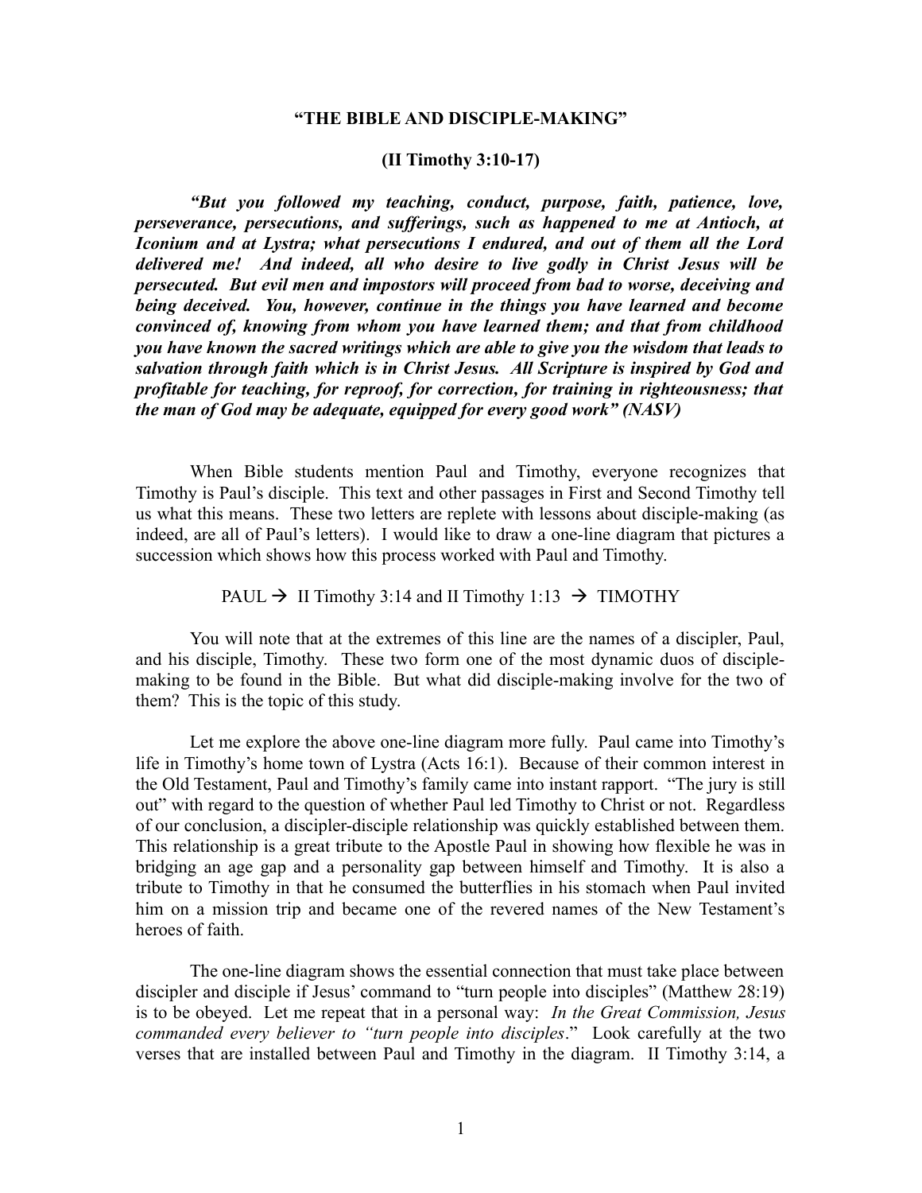**"THE BIBLE AND DISCIPLE-MAKING"**

**(II Timothy 3:10-17)**

***"But you followed my teaching, conduct, purpose, faith, patience, love, perseverance, persecutions, and sufferings, such as happened to me at Antioch, at Iconium and at Lystra; what persecutions I endured, and out of them all the Lord delivered me! And indeed, all who desire to live godly in Christ Jesus will be persecuted. But evil men and impostors will proceed from bad to worse, deceiving and being deceived. You, however, continue in the things you have learned and become convinced of, knowing from whom you have learned them; and that from childhood you have known the sacred writings which are able to give you the wisdom that leads to salvation through faith which is in Christ Jesus. All Scripture is inspired by God and profitable for teaching, for reproof, for correction, for training in righteousness; that the man of God may be adequate, equipped for every good work" (NASV)***

When Bible students mention Paul and Timothy, everyone recognizes that Timothy is Paul's disciple. This text and other passages in First and Second Timothy tell us what this means. These two letters are replete with lessons about disciple-making (as indeed, are all of Paul's letters). I would like to draw a one-line diagram that pictures a succession which shows how this process worked with Paul and Timothy.

PAUL → II Timothy 3:14 and II Timothy 1:13 → TIMOTHY

You will note that at the extremes of this line are the names of a discipler, Paul, and his disciple, Timothy. These two form one of the most dynamic duos of disciple-making to be found in the Bible. But what did disciple-making involve for the two of them? This is the topic of this study.

Let me explore the above one-line diagram more fully. Paul came into Timothy's life in Timothy's home town of Lystra (Acts 16:1). Because of their common interest in the Old Testament, Paul and Timothy's family came into instant rapport. "The jury is still out" with regard to the question of whether Paul led Timothy to Christ or not. Regardless of our conclusion, a discipler-disciple relationship was quickly established between them. This relationship is a great tribute to the Apostle Paul in showing how flexible he was in bridging an age gap and a personality gap between himself and Timothy. It is also a tribute to Timothy in that he consumed the butterflies in his stomach when Paul invited him on a mission trip and became one of the revered names of the New Testament's heroes of faith.

The one-line diagram shows the essential connection that must take place between discipler and disciple if Jesus' command to "turn people into disciples" (Matthew 28:19) is to be obeyed. Let me repeat that in a personal way: *In the Great Commission, Jesus commanded every believer to "turn people into disciples*." Look carefully at the two verses that are installed between Paul and Timothy in the diagram. II Timothy 3:14, a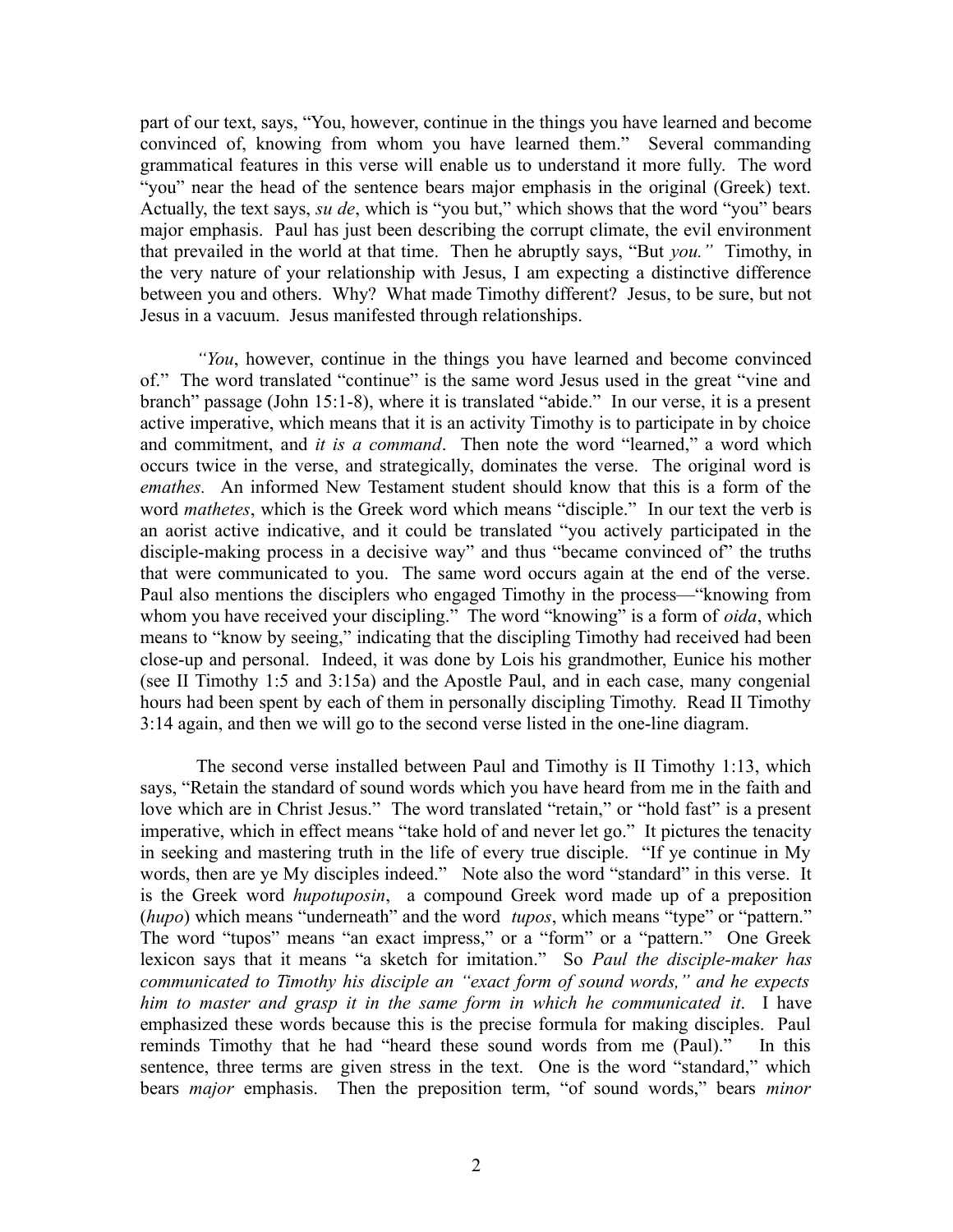part of our text, says, "You, however, continue in the things you have learned and become convinced of, knowing from whom you have learned them." Several commanding grammatical features in this verse will enable us to understand it more fully. The word "you" near the head of the sentence bears major emphasis in the original (Greek) text. Actually, the text says, *su de*, which is "you but," which shows that the word "you" bears major emphasis. Paul has just been describing the corrupt climate, the evil environment that prevailed in the world at that time. Then he abruptly says, "But *you.*" Timothy, in the very nature of your relationship with Jesus, I am expecting a distinctive difference between you and others. Why? What made Timothy different? Jesus, to be sure, but not Jesus in a vacuum. Jesus manifested through relationships.

*"You*, however, continue in the things you have learned and become convinced of." The word translated "continue" is the same word Jesus used in the great "vine and branch" passage (John 15:1-8), where it is translated "abide." In our verse, it is a present active imperative, which means that it is an activity Timothy is to participate in by choice and commitment, and *it is a command*. Then note the word "learned," a word which occurs twice in the verse, and strategically, dominates the verse. The original word is *emathes.* An informed New Testament student should know that this is a form of the word *mathetes*, which is the Greek word which means "disciple." In our text the verb is an aorist active indicative, and it could be translated "you actively participated in the disciple-making process in a decisive way" and thus "became convinced of" the truths that were communicated to you. The same word occurs again at the end of the verse. Paul also mentions the disciplers who engaged Timothy in the process—"knowing from whom you have received your discipling." The word "knowing" is a form of *oida*, which means to "know by seeing," indicating that the discipling Timothy had received had been close-up and personal. Indeed, it was done by Lois his grandmother, Eunice his mother (see II Timothy 1:5 and 3:15a) and the Apostle Paul, and in each case, many congenial hours had been spent by each of them in personally discipling Timothy. Read II Timothy 3:14 again, and then we will go to the second verse listed in the one-line diagram.

The second verse installed between Paul and Timothy is II Timothy 1:13, which says, "Retain the standard of sound words which you have heard from me in the faith and love which are in Christ Jesus." The word translated "retain," or "hold fast" is a present imperative, which in effect means "take hold of and never let go." It pictures the tenacity in seeking and mastering truth in the life of every true disciple. "If ye continue in My words, then are ye My disciples indeed." Note also the word "standard" in this verse. It is the Greek word *hupotuposin*, a compound Greek word made up of a preposition (*hupo*) which means "underneath" and the word *tupos*, which means "type" or "pattern." The word "tupos" means "an exact impress," or a "form" or a "pattern." One Greek lexicon says that it means "a sketch for imitation." So *Paul the disciple-maker has communicated to Timothy his disciple an "exact form of sound words," and he expects him to master and grasp it in the same form in which he communicated it*. I have emphasized these words because this is the precise formula for making disciples. Paul reminds Timothy that he had "heard these sound words from me (Paul)." In this sentence, three terms are given stress in the text. One is the word "standard," which bears *major* emphasis. Then the preposition term, "of sound words," bears *minor*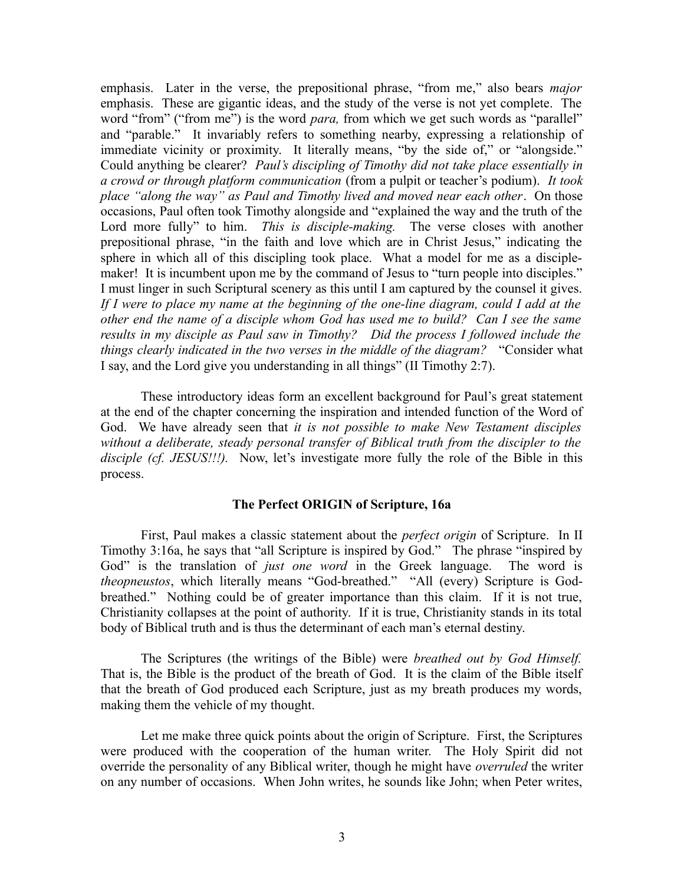emphasis. Later in the verse, the prepositional phrase, "from me," also bears *major* emphasis. These are gigantic ideas, and the study of the verse is not yet complete. The word "from" ("from me") is the word *para,* from which we get such words as "parallel" and "parable." It invariably refers to something nearby, expressing a relationship of immediate vicinity or proximity. It literally means, "by the side of," or "alongside." Could anything be clearer? *Paul's discipling of Timothy did not take place essentially in a crowd or through platform communication* (from a pulpit or teacher's podium). *It took place "along the way" as Paul and Timothy lived and moved near each other*. On those occasions, Paul often took Timothy alongside and "explained the way and the truth of the Lord more fully" to him. *This is disciple-making.* The verse closes with another prepositional phrase, "in the faith and love which are in Christ Jesus," indicating the sphere in which all of this discipling took place. What a model for me as a disciple-maker! It is incumbent upon me by the command of Jesus to "turn people into disciples." I must linger in such Scriptural scenery as this until I am captured by the counsel it gives. *If I were to place my name at the beginning of the one-line diagram, could I add at the other end the name of a disciple whom God has used me to build? Can I see the same results in my disciple as Paul saw in Timothy? Did the process I followed include the things clearly indicated in the two verses in the middle of the diagram?* "Consider what I say, and the Lord give you understanding in all things" (II Timothy 2:7).

These introductory ideas form an excellent background for Paul's great statement at the end of the chapter concerning the inspiration and intended function of the Word of God. We have already seen that *it is not possible to make New Testament disciples without a deliberate, steady personal transfer of Biblical truth from the discipler to the disciple (cf. JESUS!!!).* Now, let's investigate more fully the role of the Bible in this process.

### The Perfect ORIGIN of Scripture, 16a

First, Paul makes a classic statement about the *perfect origin* of Scripture. In II Timothy 3:16a, he says that "all Scripture is inspired by God." The phrase "inspired by God" is the translation of *just one word* in the Greek language. The word is *theopneustos*, which literally means "God-breathed." "All (every) Scripture is God-breathed." Nothing could be of greater importance than this claim. If it is not true, Christianity collapses at the point of authority. If it is true, Christianity stands in its total body of Biblical truth and is thus the determinant of each man's eternal destiny.

The Scriptures (the writings of the Bible) were *breathed out by God Himself.* That is, the Bible is the product of the breath of God. It is the claim of the Bible itself that the breath of God produced each Scripture, just as my breath produces my words, making them the vehicle of my thought.

Let me make three quick points about the origin of Scripture. First, the Scriptures were produced with the cooperation of the human writer. The Holy Spirit did not override the personality of any Biblical writer, though he might have *overruled* the writer on any number of occasions. When John writes, he sounds like John; when Peter writes,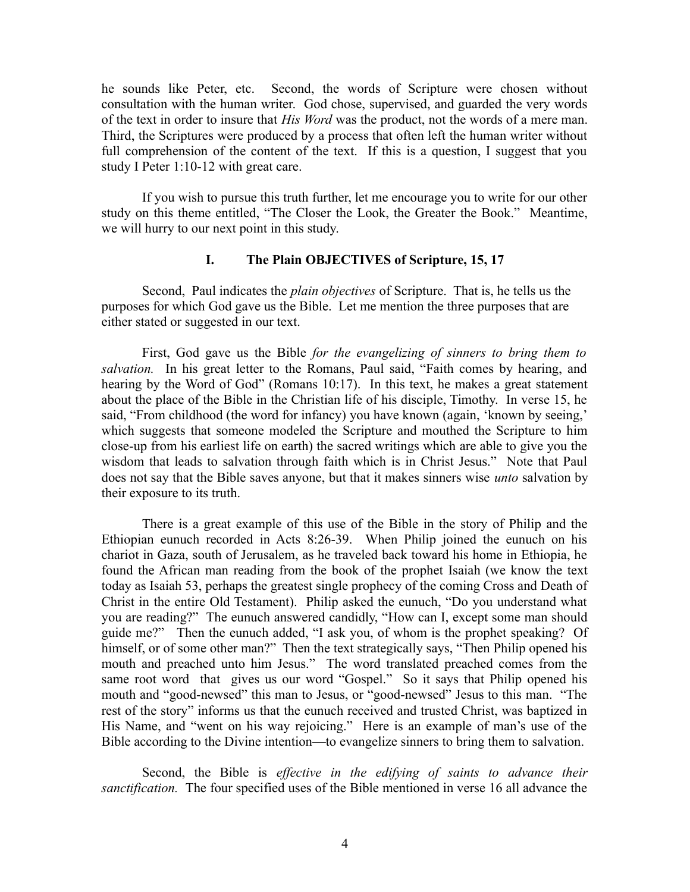he sounds like Peter, etc. Second, the words of Scripture were chosen without consultation with the human writer. God chose, supervised, and guarded the very words of the text in order to insure that *His Word* was the product, not the words of a mere man. Third, the Scriptures were produced by a process that often left the human writer without full comprehension of the content of the text. If this is a question, I suggest that you study I Peter 1:10-12 with great care.

If you wish to pursue this truth further, let me encourage you to write for our other study on this theme entitled, "The Closer the Look, the Greater the Book." Meantime, we will hurry to our next point in this study.

### I. The Plain OBJECTIVES of Scripture, 15, 17

Second, Paul indicates the *plain objectives* of Scripture. That is, he tells us the purposes for which God gave us the Bible. Let me mention the three purposes that are either stated or suggested in our text.

First, God gave us the Bible *for the evangelizing of sinners to bring them to salvation.* In his great letter to the Romans, Paul said, "Faith comes by hearing, and hearing by the Word of God" (Romans 10:17). In this text, he makes a great statement about the place of the Bible in the Christian life of his disciple, Timothy. In verse 15, he said, "From childhood (the word for infancy) you have known (again, 'known by seeing,' which suggests that someone modeled the Scripture and mouthed the Scripture to him close-up from his earliest life on earth) the sacred writings which are able to give you the wisdom that leads to salvation through faith which is in Christ Jesus." Note that Paul does not say that the Bible saves anyone, but that it makes sinners wise *unto* salvation by their exposure to its truth.

There is a great example of this use of the Bible in the story of Philip and the Ethiopian eunuch recorded in Acts 8:26-39. When Philip joined the eunuch on his chariot in Gaza, south of Jerusalem, as he traveled back toward his home in Ethiopia, he found the African man reading from the book of the prophet Isaiah (we know the text today as Isaiah 53, perhaps the greatest single prophecy of the coming Cross and Death of Christ in the entire Old Testament). Philip asked the eunuch, "Do you understand what you are reading?" The eunuch answered candidly, "How can I, except some man should guide me?" Then the eunuch added, "I ask you, of whom is the prophet speaking? Of himself, or of some other man?" Then the text strategically says, "Then Philip opened his mouth and preached unto him Jesus." The word translated preached comes from the same root word that gives us our word "Gospel." So it says that Philip opened his mouth and "good-newsed" this man to Jesus, or "good-newsed" Jesus to this man. "The rest of the story" informs us that the eunuch received and trusted Christ, was baptized in His Name, and "went on his way rejoicing." Here is an example of man's use of the Bible according to the Divine intention—to evangelize sinners to bring them to salvation.

Second, the Bible is *effective in the edifying of saints to advance their sanctification.* The four specified uses of the Bible mentioned in verse 16 all advance the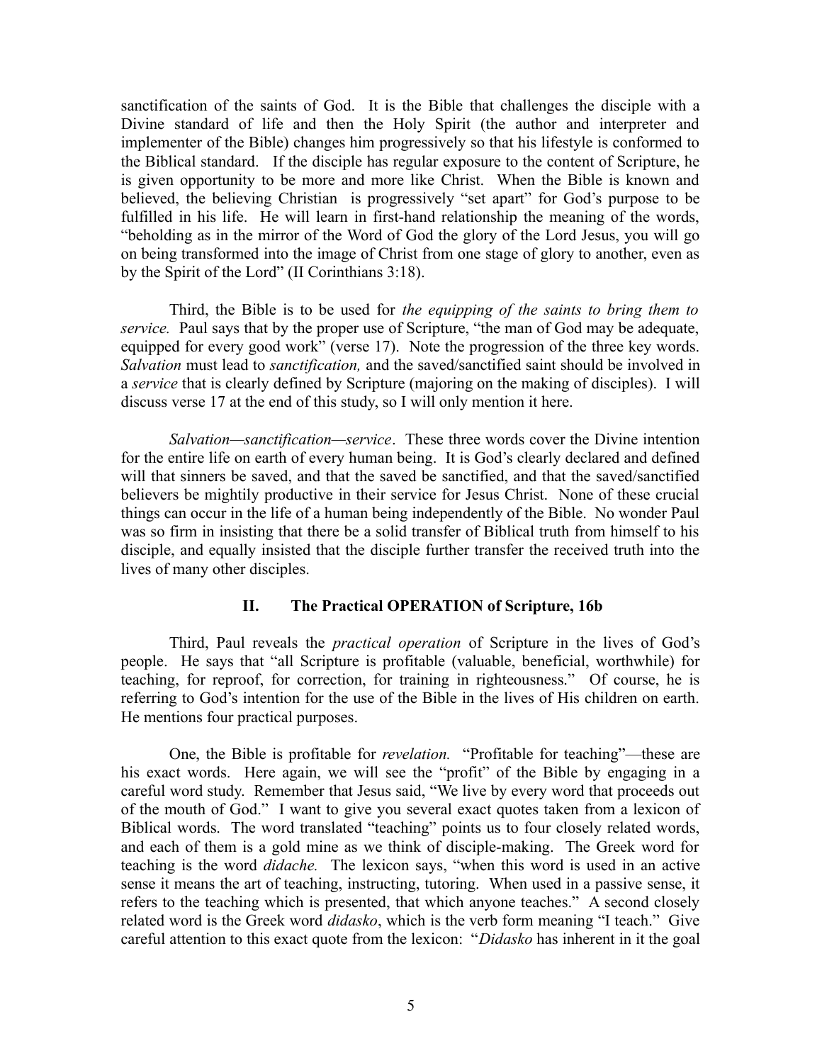sanctification of the saints of God. It is the Bible that challenges the disciple with a Divine standard of life and then the Holy Spirit (the author and interpreter and implementer of the Bible) changes him progressively so that his lifestyle is conformed to the Biblical standard. If the disciple has regular exposure to the content of Scripture, he is given opportunity to be more and more like Christ. When the Bible is known and believed, the believing Christian is progressively "set apart" for God's purpose to be fulfilled in his life. He will learn in first-hand relationship the meaning of the words, "beholding as in the mirror of the Word of God the glory of the Lord Jesus, you will go on being transformed into the image of Christ from one stage of glory to another, even as by the Spirit of the Lord" (II Corinthians 3:18).

Third, the Bible is to be used for *the equipping of the saints to bring them to service.* Paul says that by the proper use of Scripture, "the man of God may be adequate, equipped for every good work" (verse 17). Note the progression of the three key words. *Salvation* must lead to *sanctification,* and the saved/sanctified saint should be involved in a *service* that is clearly defined by Scripture (majoring on the making of disciples). I will discuss verse 17 at the end of this study, so I will only mention it here.

*Salvation—sanctification—service*. These three words cover the Divine intention for the entire life on earth of every human being. It is God's clearly declared and defined will that sinners be saved, and that the saved be sanctified, and that the saved/sanctified believers be mightily productive in their service for Jesus Christ. None of these crucial things can occur in the life of a human being independently of the Bible. No wonder Paul was so firm in insisting that there be a solid transfer of Biblical truth from himself to his disciple, and equally insisted that the disciple further transfer the received truth into the lives of many other disciples.

## II. The Practical OPERATION of Scripture, 16b

Third, Paul reveals the *practical operation* of Scripture in the lives of God's people. He says that "all Scripture is profitable (valuable, beneficial, worthwhile) for teaching, for reproof, for correction, for training in righteousness." Of course, he is referring to God's intention for the use of the Bible in the lives of His children on earth. He mentions four practical purposes.

One, the Bible is profitable for *revelation.* "Profitable for teaching"—these are his exact words. Here again, we will see the "profit" of the Bible by engaging in a careful word study. Remember that Jesus said, "We live by every word that proceeds out of the mouth of God." I want to give you several exact quotes taken from a lexicon of Biblical words. The word translated "teaching" points us to four closely related words, and each of them is a gold mine as we think of disciple-making. The Greek word for teaching is the word *didache.* The lexicon says, "when this word is used in an active sense it means the art of teaching, instructing, tutoring. When used in a passive sense, it refers to the teaching which is presented, that which anyone teaches." A second closely related word is the Greek word *didasko*, which is the verb form meaning "I teach." Give careful attention to this exact quote from the lexicon: "*Didasko* has inherent in it the goal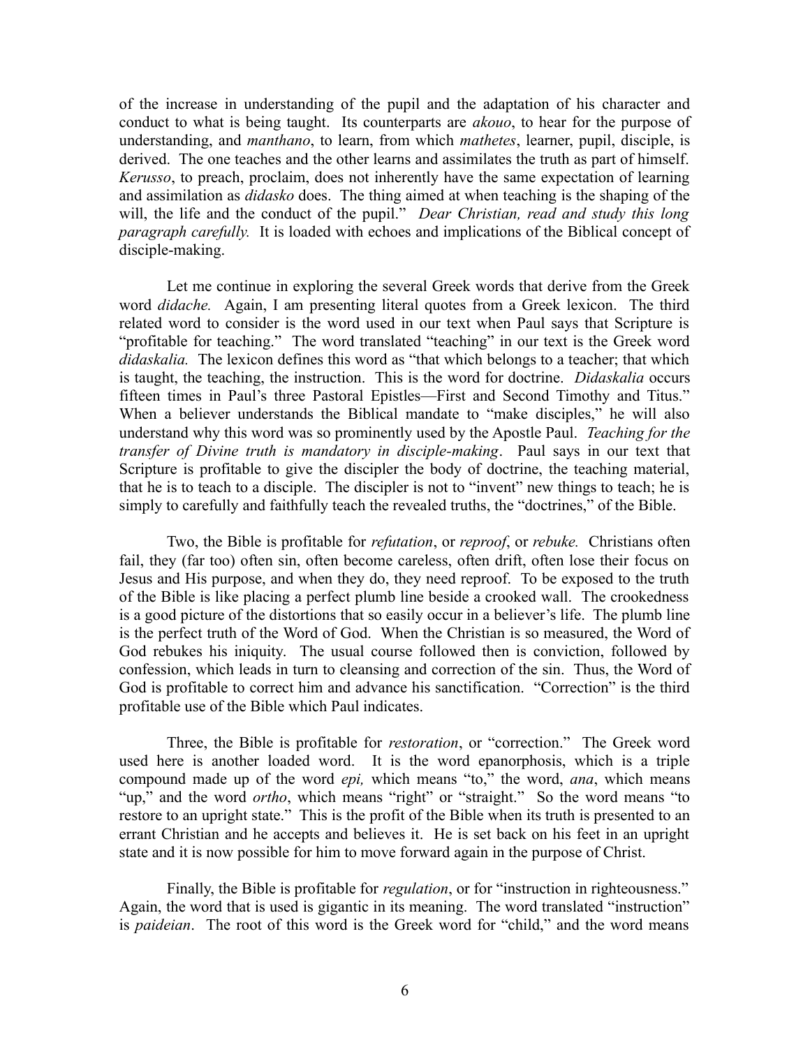of the increase in understanding of the pupil and the adaptation of his character and conduct to what is being taught. Its counterparts are *akouo*, to hear for the purpose of understanding, and *manthano*, to learn, from which *mathetes*, learner, pupil, disciple, is derived. The one teaches and the other learns and assimilates the truth as part of himself. *Kerusso*, to preach, proclaim, does not inherently have the same expectation of learning and assimilation as *didasko* does. The thing aimed at when teaching is the shaping of the will, the life and the conduct of the pupil." *Dear Christian, read and study this long paragraph carefully.* It is loaded with echoes and implications of the Biblical concept of disciple-making.

Let me continue in exploring the several Greek words that derive from the Greek word *didache.* Again, I am presenting literal quotes from a Greek lexicon. The third related word to consider is the word used in our text when Paul says that Scripture is "profitable for teaching." The word translated "teaching" in our text is the Greek word *didaskalia.* The lexicon defines this word as "that which belongs to a teacher; that which is taught, the teaching, the instruction. This is the word for doctrine. *Didaskalia* occurs fifteen times in Paul's three Pastoral Epistles—First and Second Timothy and Titus." When a believer understands the Biblical mandate to "make disciples," he will also understand why this word was so prominently used by the Apostle Paul. *Teaching for the transfer of Divine truth is mandatory in disciple-making*. Paul says in our text that Scripture is profitable to give the discipler the body of doctrine, the teaching material, that he is to teach to a disciple. The discipler is not to "invent" new things to teach; he is simply to carefully and faithfully teach the revealed truths, the "doctrines," of the Bible.

Two, the Bible is profitable for *refutation*, or *reproof*, or *rebuke.* Christians often fail, they (far too) often sin, often become careless, often drift, often lose their focus on Jesus and His purpose, and when they do, they need reproof. To be exposed to the truth of the Bible is like placing a perfect plumb line beside a crooked wall. The crookedness is a good picture of the distortions that so easily occur in a believer's life. The plumb line is the perfect truth of the Word of God. When the Christian is so measured, the Word of God rebukes his iniquity. The usual course followed then is conviction, followed by confession, which leads in turn to cleansing and correction of the sin. Thus, the Word of God is profitable to correct him and advance his sanctification. "Correction" is the third profitable use of the Bible which Paul indicates.

Three, the Bible is profitable for *restoration*, or "correction." The Greek word used here is another loaded word. It is the word epanorphosis, which is a triple compound made up of the word *epi,* which means "to," the word, *ana*, which means "up," and the word *ortho*, which means "right" or "straight." So the word means "to restore to an upright state." This is the profit of the Bible when its truth is presented to an errant Christian and he accepts and believes it. He is set back on his feet in an upright state and it is now possible for him to move forward again in the purpose of Christ.

Finally, the Bible is profitable for *regulation*, or for "instruction in righteousness." Again, the word that is used is gigantic in its meaning. The word translated "instruction" is *paideian*. The root of this word is the Greek word for "child," and the word means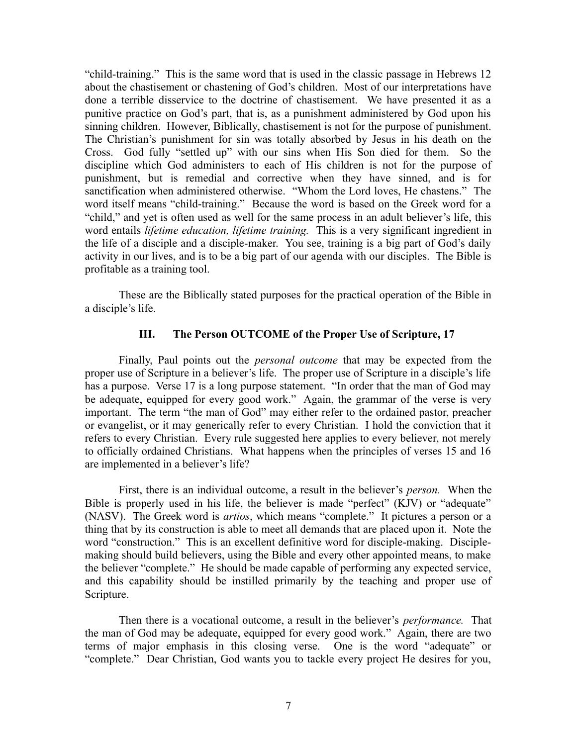"child-training." This is the same word that is used in the classic passage in Hebrews 12 about the chastisement or chastening of God's children. Most of our interpretations have done a terrible disservice to the doctrine of chastisement. We have presented it as a punitive practice on God's part, that is, as a punishment administered by God upon his sinning children. However, Biblically, chastisement is not for the purpose of punishment. The Christian's punishment for sin was totally absorbed by Jesus in his death on the Cross. God fully "settled up" with our sins when His Son died for them. So the discipline which God administers to each of His children is not for the purpose of punishment, but is remedial and corrective when they have sinned, and is for sanctification when administered otherwise. "Whom the Lord loves, He chastens." The word itself means "child-training." Because the word is based on the Greek word for a "child," and yet is often used as well for the same process in an adult believer's life, this word entails *lifetime education, lifetime training.* This is a very significant ingredient in the life of a disciple and a disciple-maker. You see, training is a big part of God's daily activity in our lives, and is to be a big part of our agenda with our disciples. The Bible is profitable as a training tool.

These are the Biblically stated purposes for the practical operation of the Bible in a disciple's life.

### III. The Person OUTCOME of the Proper Use of Scripture, 17

Finally, Paul points out the *personal outcome* that may be expected from the proper use of Scripture in a believer's life. The proper use of Scripture in a disciple's life has a purpose. Verse 17 is a long purpose statement. "In order that the man of God may be adequate, equipped for every good work." Again, the grammar of the verse is very important. The term "the man of God" may either refer to the ordained pastor, preacher or evangelist, or it may generically refer to every Christian. I hold the conviction that it refers to every Christian. Every rule suggested here applies to every believer, not merely to officially ordained Christians. What happens when the principles of verses 15 and 16 are implemented in a believer's life?

First, there is an individual outcome, a result in the believer's *person.* When the Bible is properly used in his life, the believer is made "perfect" (KJV) or "adequate" (NASV). The Greek word is *artios*, which means "complete." It pictures a person or a thing that by its construction is able to meet all demands that are placed upon it. Note the word "construction." This is an excellent definitive word for disciple-making. Disciple-making should build believers, using the Bible and every other appointed means, to make the believer "complete." He should be made capable of performing any expected service, and this capability should be instilled primarily by the teaching and proper use of Scripture.

Then there is a vocational outcome, a result in the believer's *performance.* That the man of God may be adequate, equipped for every good work." Again, there are two terms of major emphasis in this closing verse. One is the word "adequate" or "complete." Dear Christian, God wants you to tackle every project He desires for you,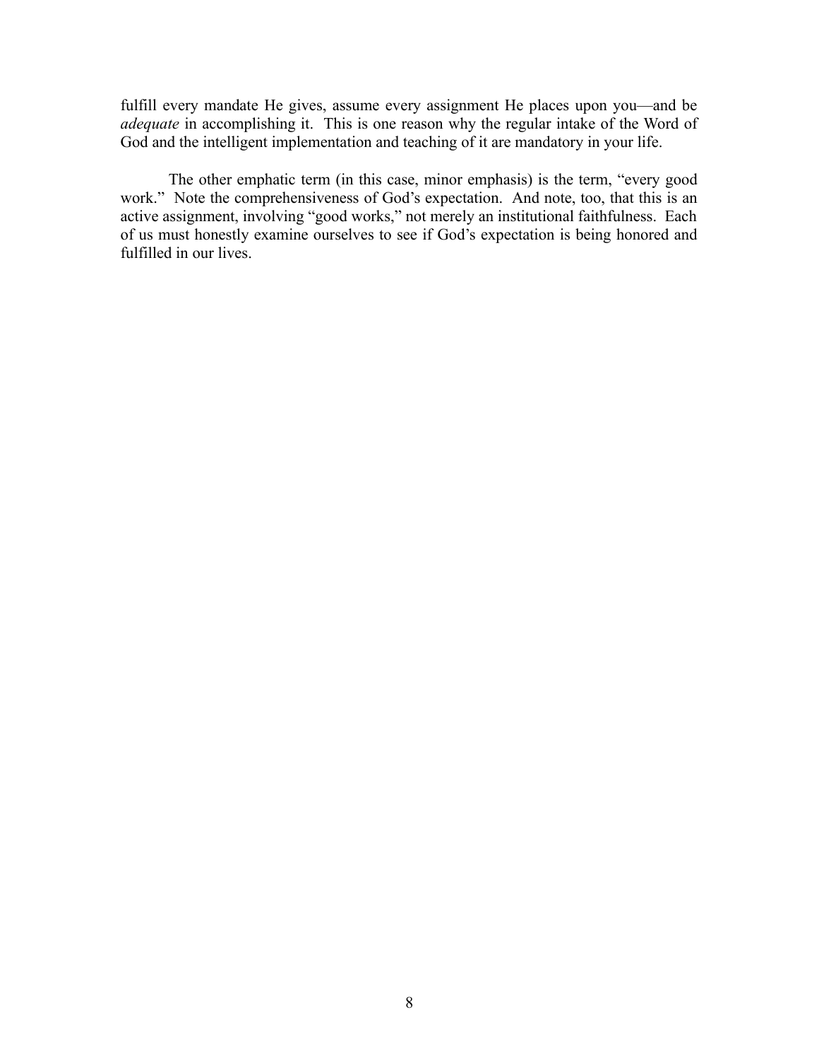fulfill every mandate He gives, assume every assignment He places upon you—and be *adequate* in accomplishing it. This is one reason why the regular intake of the Word of God and the intelligent implementation and teaching of it are mandatory in your life.

The other emphatic term (in this case, minor emphasis) is the term, "every good work." Note the comprehensiveness of God's expectation. And note, too, that this is an active assignment, involving "good works," not merely an institutional faithfulness. Each of us must honestly examine ourselves to see if God's expectation is being honored and fulfilled in our lives.